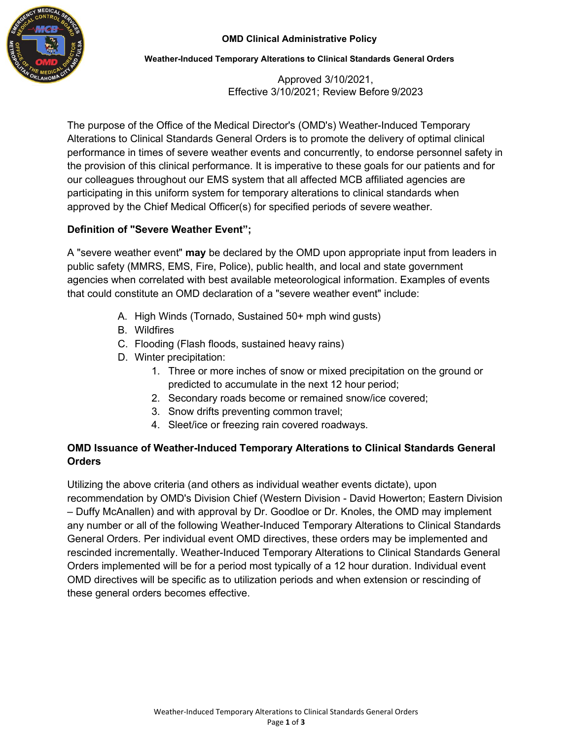**OMD Clinical Administrative Policy**

**Weather-Induced Temporary Alterations to Clinical Standards General Orders**

Approved 3/10/2021,
Effective 3/10/2021; Review Before 9/2023

The purpose of the Office of the Medical Director's (OMD's) Weather-Induced Temporary Alterations to Clinical Standards General Orders is to promote the delivery of optimal clinical performance in times of severe weather events and concurrently, to endorse personnel safety in the provision of this clinical performance. It is imperative to these goals for our patients and for our colleagues throughout our EMS system that all affected MCB affiliated agencies are participating in this uniform system for temporary alterations to clinical standards when approved by the Chief Medical Officer(s) for specified periods of severe weather.

**Definition of "Severe Weather Event";**

A "severe weather event" **may** be declared by the OMD upon appropriate input from leaders in public safety (MMRS, EMS, Fire, Police), public health, and local and state government agencies when correlated with best available meteorological information. Examples of events that could constitute an OMD declaration of a "severe weather event" include:

A. High Winds (Tornado, Sustained 50+ mph wind gusts)
B. Wildfires
C. Flooding (Flash floods, sustained heavy rains)
D. Winter precipitation:
   1. Three or more inches of snow or mixed precipitation on the ground or predicted to accumulate in the next 12 hour period;
   2. Secondary roads become or remained snow/ice covered;
   3. Snow drifts preventing common travel;
   4. Sleet/ice or freezing rain covered roadways.

**OMD Issuance of Weather-Induced Temporary Alterations to Clinical Standards General Orders**

Utilizing the above criteria (and others as individual weather events dictate), upon recommendation by OMD's Division Chief (Western Division - David Howerton; Eastern Division – Duffy McAnallen) and with approval by Dr. Goodloe or Dr. Knoles, the OMD may implement any number or all of the following Weather-Induced Temporary Alterations to Clinical Standards General Orders. Per individual event OMD directives, these orders may be implemented and rescinded incrementally. Weather-Induced Temporary Alterations to Clinical Standards General Orders implemented will be for a period most typically of a 12 hour duration. Individual event OMD directives will be specific as to utilization periods and when extension or rescinding of these general orders becomes effective.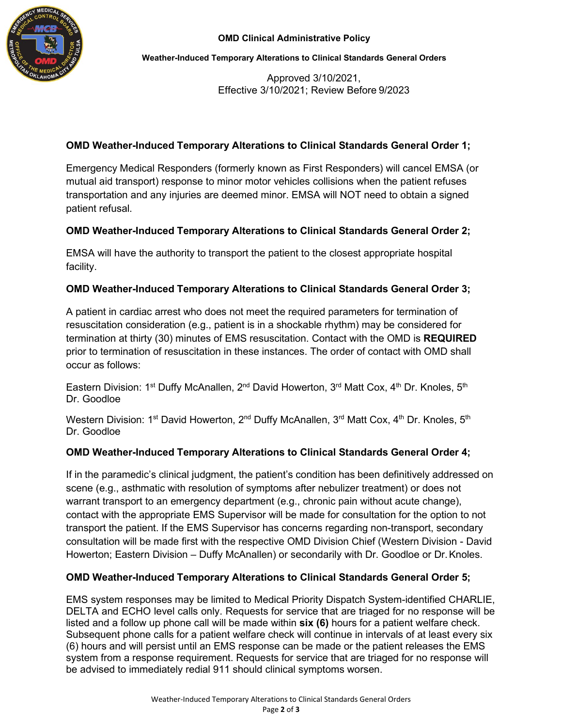**OMD Clinical Administrative Policy**

**Weather-Induced Temporary Alterations to Clinical Standards General Orders**

Approved 3/10/2021,
Effective 3/10/2021; Review Before 9/2023

### OMD Weather-Induced Temporary Alterations to Clinical Standards General Order 1;

Emergency Medical Responders (formerly known as First Responders) will cancel EMSA (or mutual aid transport) response to minor motor vehicles collisions when the patient refuses transportation and any injuries are deemed minor. EMSA will NOT need to obtain a signed patient refusal.

### OMD Weather-Induced Temporary Alterations to Clinical Standards General Order 2;

EMSA will have the authority to transport the patient to the closest appropriate hospital facility.

### OMD Weather-Induced Temporary Alterations to Clinical Standards General Order 3;

A patient in cardiac arrest who does not meet the required parameters for termination of resuscitation consideration (e.g., patient is in a shockable rhythm) may be considered for termination at thirty (30) minutes of EMS resuscitation. Contact with the OMD is **REQUIRED** prior to termination of resuscitation in these instances. The order of contact with OMD shall occur as follows:

Eastern Division: 1st Duffy McAnallen, 2nd David Howerton, 3rd Matt Cox, 4th Dr. Knoles, 5th Dr. Goodloe

Western Division: 1st David Howerton, 2nd Duffy McAnallen, 3rd Matt Cox, 4th Dr. Knoles, 5th Dr. Goodloe

### OMD Weather-Induced Temporary Alterations to Clinical Standards General Order 4;

If in the paramedic's clinical judgment, the patient's condition has been definitively addressed on scene (e.g., asthmatic with resolution of symptoms after nebulizer treatment) or does not warrant transport to an emergency department (e.g., chronic pain without acute change), contact with the appropriate EMS Supervisor will be made for consultation for the option to not transport the patient. If the EMS Supervisor has concerns regarding non-transport, secondary consultation will be made first with the respective OMD Division Chief (Western Division - David Howerton; Eastern Division – Duffy McAnallen) or secondarily with Dr. Goodloe or Dr. Knoles.

### OMD Weather-Induced Temporary Alterations to Clinical Standards General Order 5;

EMS system responses may be limited to Medical Priority Dispatch System-identified CHARLIE, DELTA and ECHO level calls only. Requests for service that are triaged for no response will be listed and a follow up phone call will be made within **six (6)** hours for a patient welfare check. Subsequent phone calls for a patient welfare check will continue in intervals of at least every six (6) hours and will persist until an EMS response can be made or the patient releases the EMS system from a response requirement. Requests for service that are triaged for no response will be advised to immediately redial 911 should clinical symptoms worsen.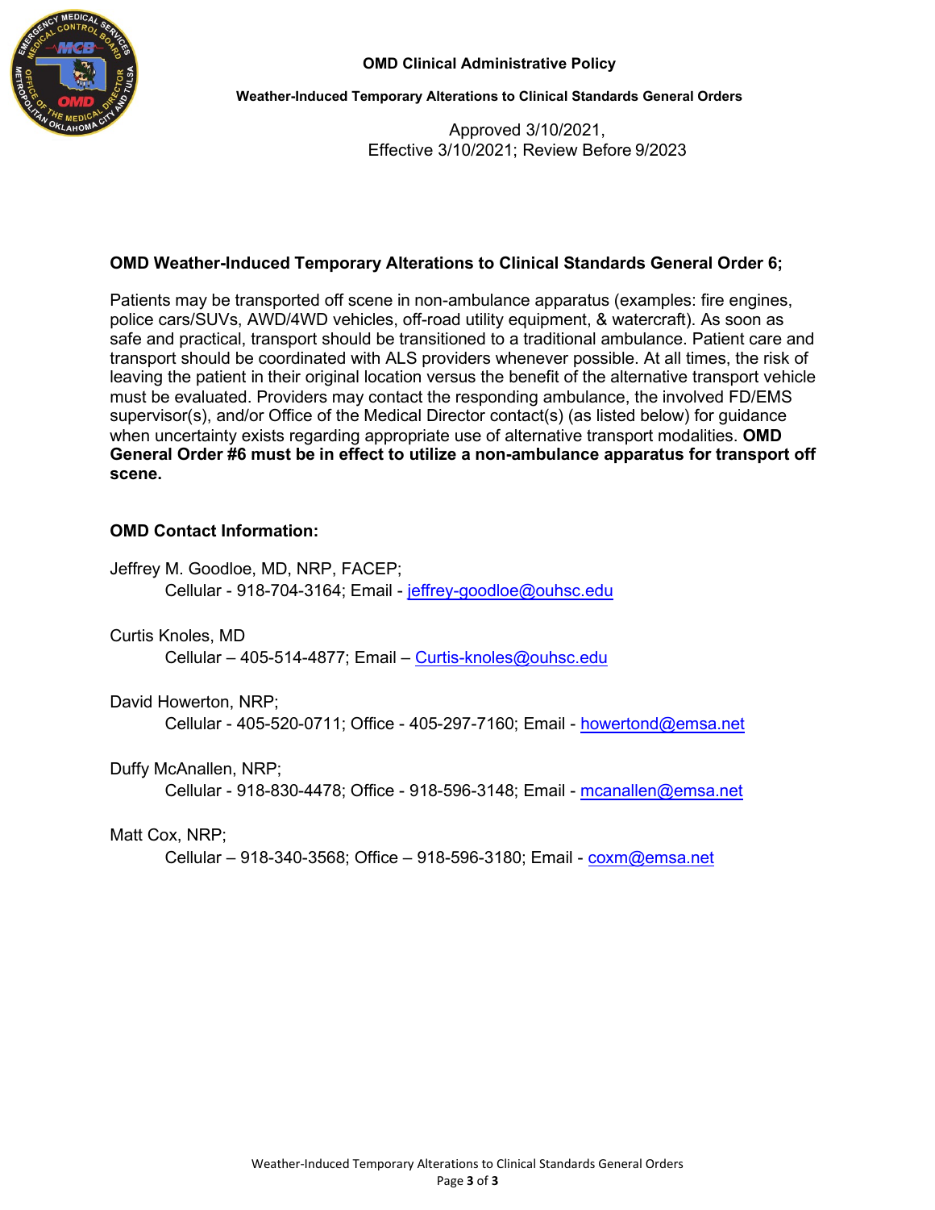**OMD Clinical Administrative Policy**

**Weather-Induced Temporary Alterations to Clinical Standards General Orders**

Approved 3/10/2021,
Effective 3/10/2021; Review Before 9/2023

**OMD Weather-Induced Temporary Alterations to Clinical Standards General Order 6;**

Patients may be transported off scene in non-ambulance apparatus (examples: fire engines, police cars/SUVs, AWD/4WD vehicles, off-road utility equipment, & watercraft). As soon as safe and practical, transport should be transitioned to a traditional ambulance. Patient care and transport should be coordinated with ALS providers whenever possible. At all times, the risk of leaving the patient in their original location versus the benefit of the alternative transport vehicle must be evaluated. Providers may contact the responding ambulance, the involved FD/EMS supervisor(s), and/or Office of the Medical Director contact(s) (as listed below) for guidance when uncertainty exists regarding appropriate use of alternative transport modalities. **OMD General Order #6 must be in effect to utilize a non-ambulance apparatus for transport off scene.**

**OMD Contact Information:**

Jeffrey M. Goodloe, MD, NRP, FACEP;
Cellular - 918-704-3164; Email - jeffrey-goodloe@ouhsc.edu

Curtis Knoles, MD
Cellular – 405-514-4877; Email – Curtis-knoles@ouhsc.edu

David Howerton, NRP;
Cellular - 405-520-0711; Office - 405-297-7160; Email - howertond@emsa.net

Duffy McAnallen, NRP;
Cellular - 918-830-4478; Office - 918-596-3148; Email - mcanallen@emsa.net

Matt Cox, NRP;
Cellular – 918-340-3568; Office – 918-596-3180; Email - coxm@emsa.net